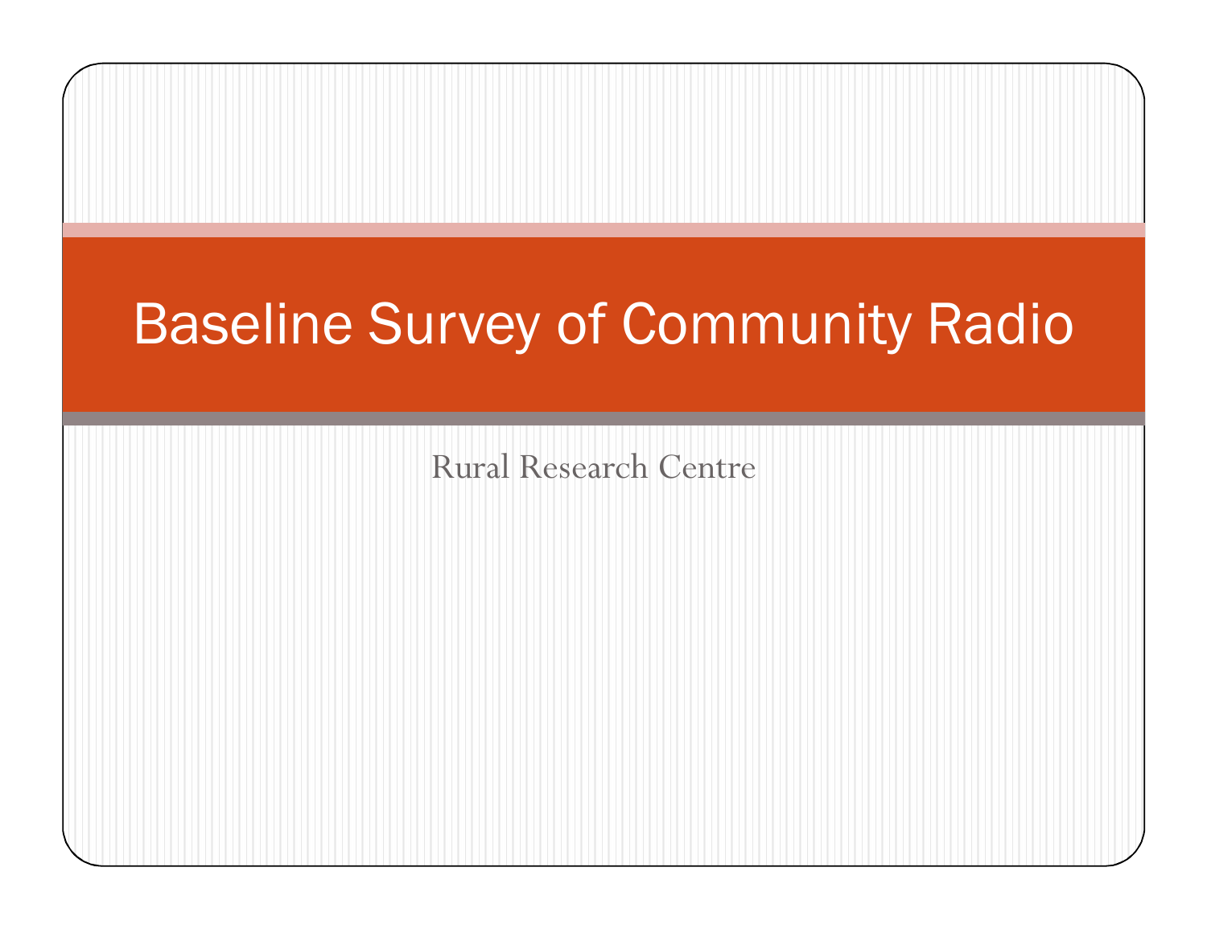# Baseline Survey of Community Radio

Rural Research Centre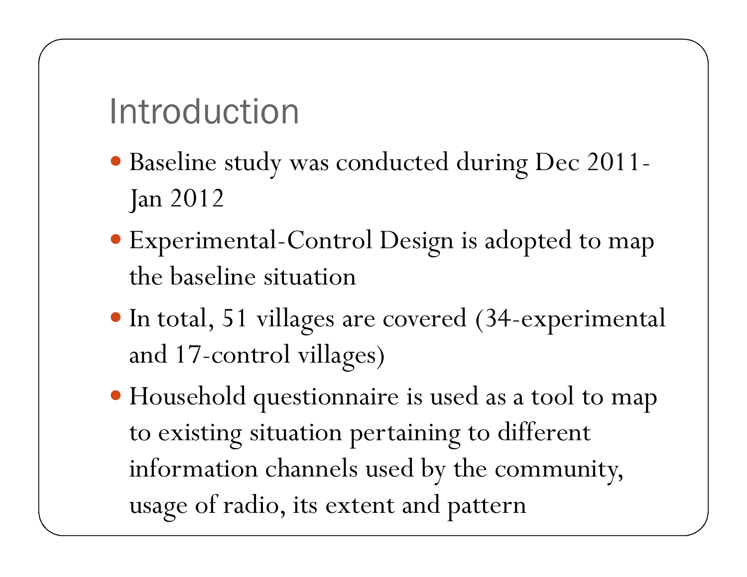# Introduction

- Baseline study was conducted during Dec 2011-Jan 2012
- Experimental-Control Design is adopted to map the baseline situation
- In total, 51 villages are covered (34-experimental and 17-control villages)
- Household questionnaire is used as a tool to map to existing situation pertaining to different information channels used by the community, usage of radio, its extent and pattern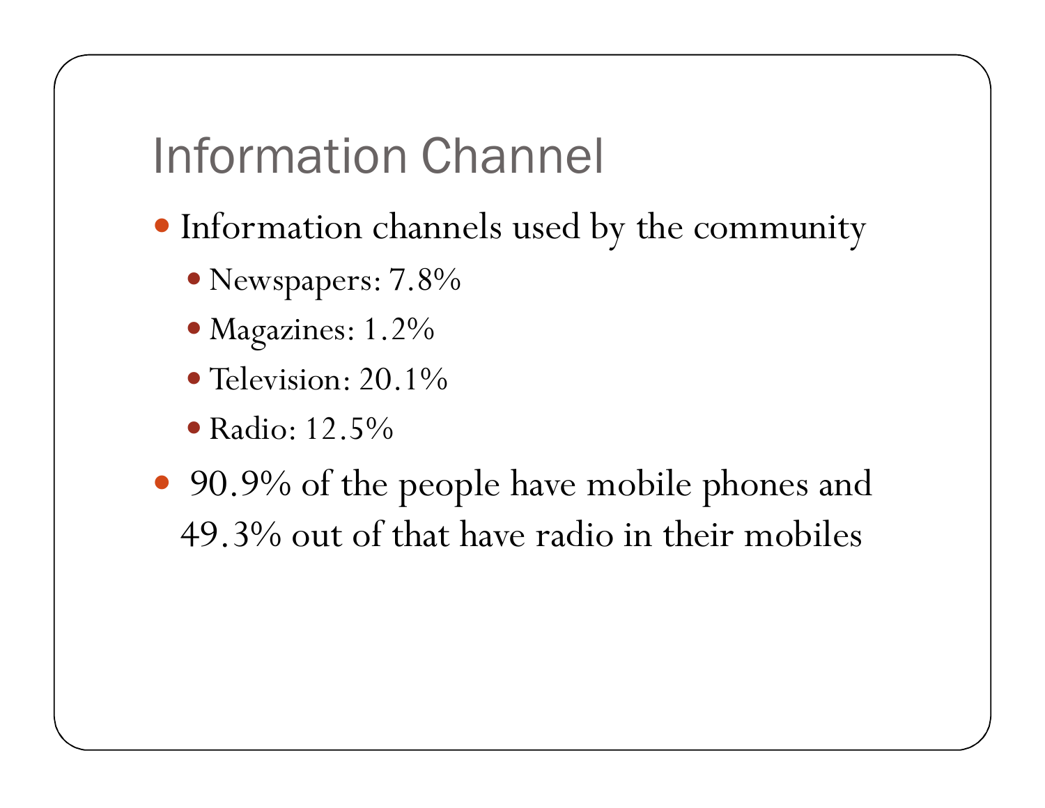# Information Channel

- Information channels used by the community
  - Newspapers: 7.8%
  - Magazines: 1.2%
  - Television: 20.1%
  - Radio: 12.5%
- 90.9% of the people have mobile phones and 49.3% out of that have radio in their mobiles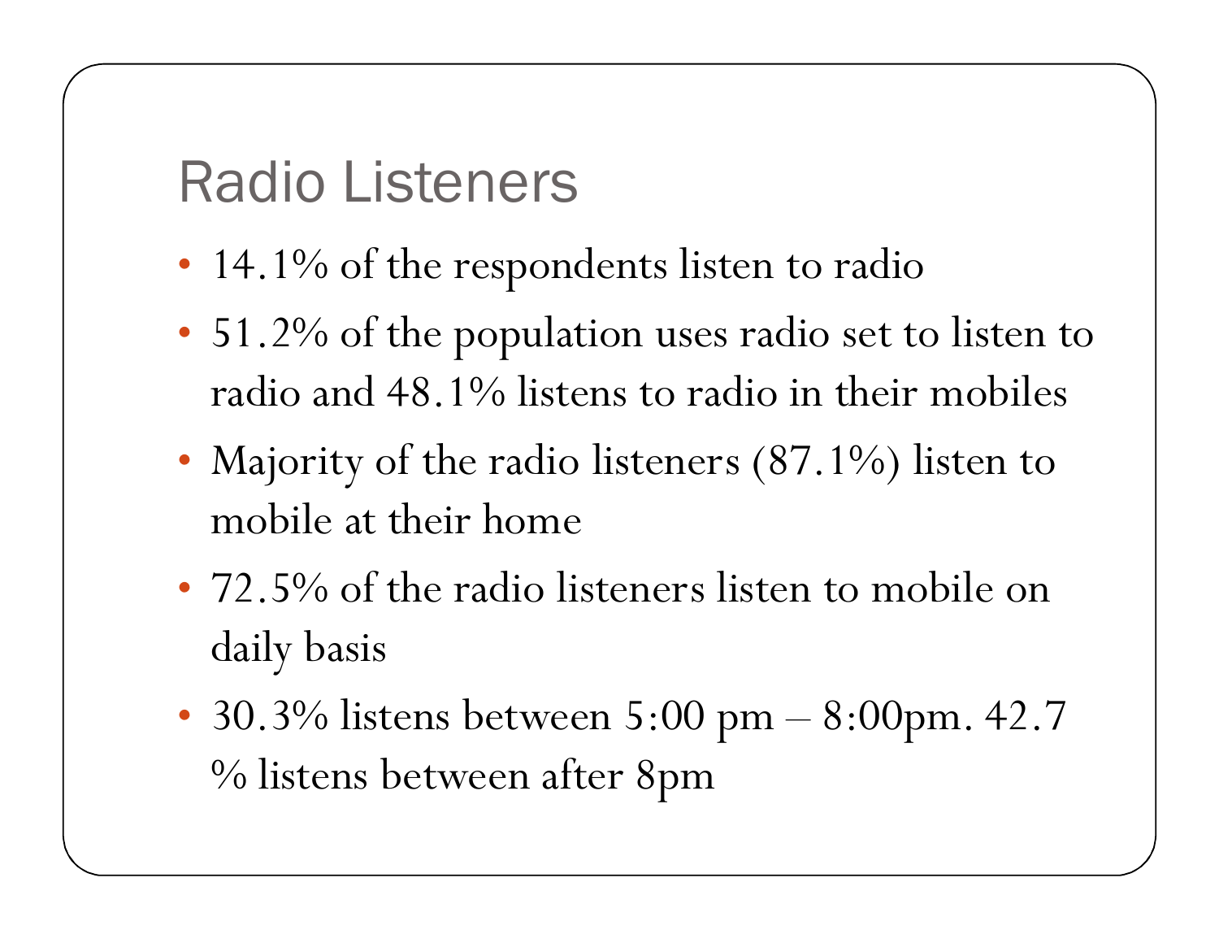# Radio Listeners

- 14.1% of the respondents listen to radio
- 51.2% of the population uses radio set to listen to radio and 48.1% listens to radio in their mobiles
- Majority of the radio listeners (87.1%) listen to mobile at their home
- 72.5% of the radio listeners listen to mobile on daily basis
- 30.3% listens between 5:00 pm – 8:00pm. 42.7 % listens between after 8pm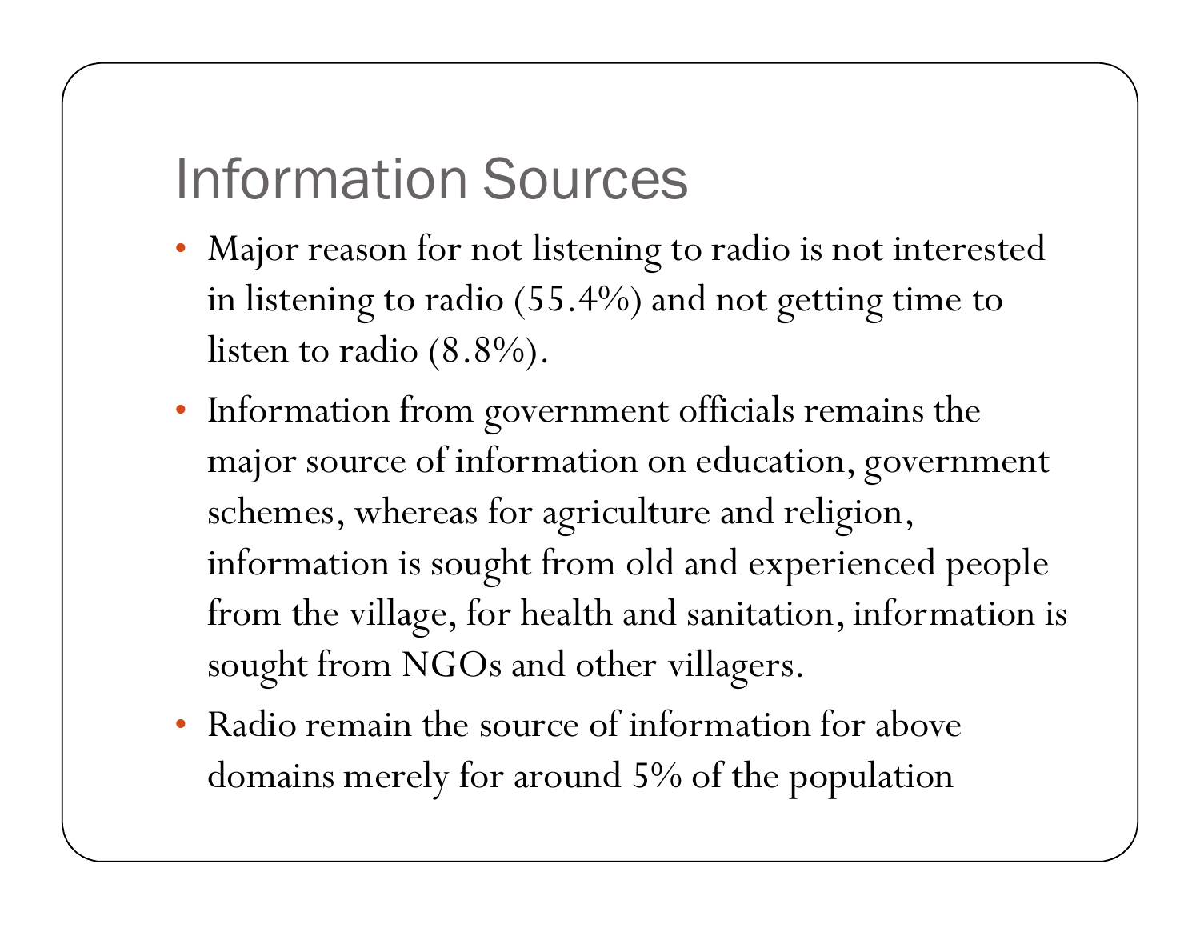# Information Sources

- Major reason for not listening to radio is not interested in listening to radio (55.4%) and not getting time to listen to radio (8.8%).
- Information from government officials remains the major source of information on education, government schemes, whereas for agriculture and religion, information is sought from old and experienced people from the village, for health and sanitation, information is sought from NGOs and other villagers.
- Radio remain the source of information for above domains merely for around 5% of the population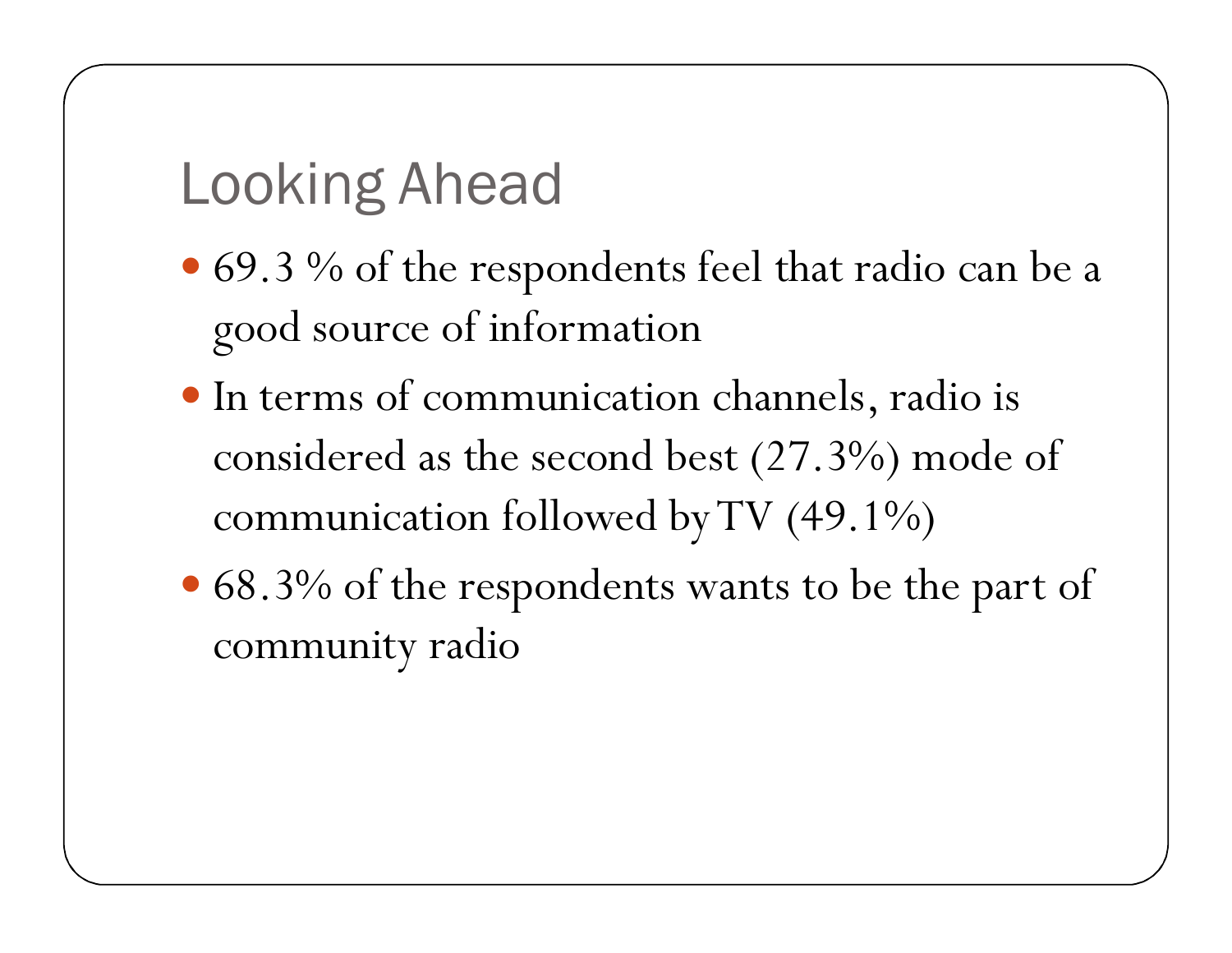# Looking Ahead

- 69.3 % of the respondents feel that radio can be a good source of information
- In terms of communication channels, radio is considered as the second best (27.3%) mode of communication followed by TV (49.1%)
- 68.3% of the respondents wants to be the part of community radio